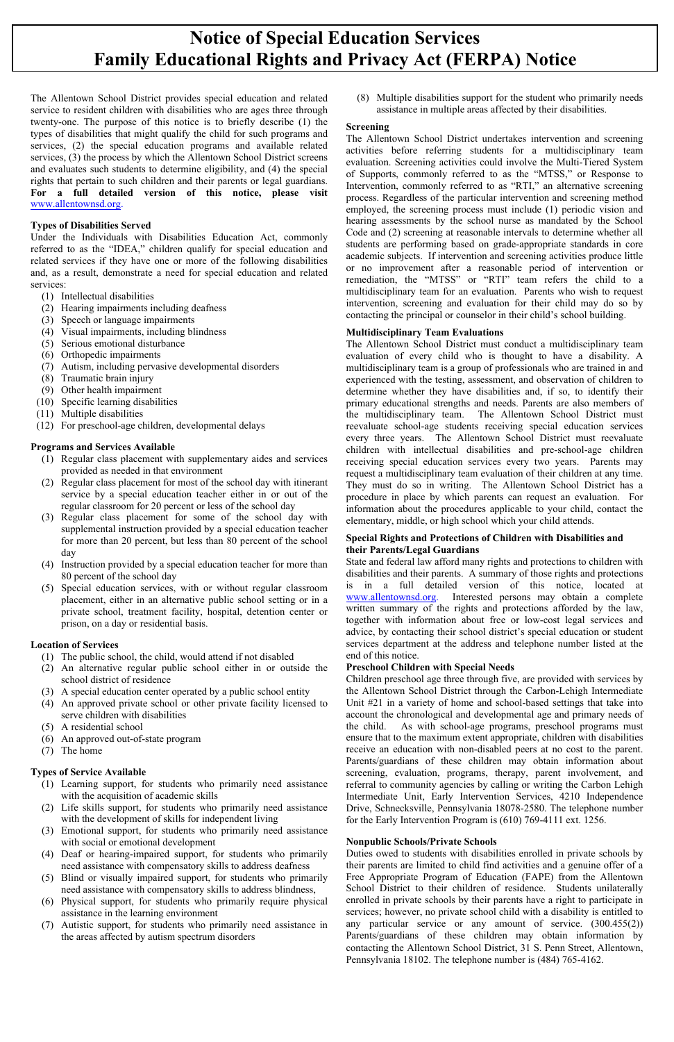# Notice of Special Education Services
# Family Educational Rights and Privacy Act (FERPA) Notice

The Allentown School District provides special education and related service to resident children with disabilities who are ages three through twenty-one. The purpose of this notice is to briefly describe (1) the types of disabilities that might qualify the child for such programs and services, (2) the special education programs and available related services, (3) the process by which the Allentown School District screens and evaluates such students to determine eligibility, and (4) the special rights that pertain to such children and their parents or legal guardians. **For a full detailed version of this notice, please visit** www.allentownsd.org.

### Types of Disabilities Served

Under the Individuals with Disabilities Education Act, commonly referred to as the "IDEA," children qualify for special education and related services if they have one or more of the following disabilities and, as a result, demonstrate a need for special education and related services:

1. Intellectual disabilities
2. Hearing impairments including deafness
3. Speech or language impairments
4. Visual impairments, including blindness
5. Serious emotional disturbance
6. Orthopedic impairments
7. Autism, including pervasive developmental disorders
8. Traumatic brain injury
9. Other health impairment
10. Specific learning disabilities
11. Multiple disabilities
12. For preschool-age children, developmental delays

### Programs and Services Available

1. Regular class placement with supplementary aides and services provided as needed in that environment
2. Regular class placement for most of the school day with itinerant service by a special education teacher either in or out of the regular classroom for 20 percent or less of the school day
3. Regular class placement for some of the school day with supplemental instruction provided by a special education teacher for more than 20 percent, but less than 80 percent of the school day
4. Instruction provided by a special education teacher for more than 80 percent of the school day
5. Special education services, with or without regular classroom placement, either in an alternative public school setting or in a private school, treatment facility, hospital, detention center or prison, on a day or residential basis.

### Location of Services

1. The public school, the child, would attend if not disabled
2. An alternative regular public school either in or outside the school district of residence
3. A special education center operated by a public school entity
4. An approved private school or other private facility licensed to serve children with disabilities
5. A residential school
6. An approved out-of-state program
7. The home

### Types of Service Available

1. Learning support, for students who primarily need assistance with the acquisition of academic skills
2. Life skills support, for students who primarily need assistance with the development of skills for independent living
3. Emotional support, for students who primarily need assistance with social or emotional development
4. Deaf or hearing-impaired support, for students who primarily need assistance with compensatory skills to address deafness
5. Blind or visually impaired support, for students who primarily need assistance with compensatory skills to address blindness,
6. Physical support, for students who primarily require physical assistance in the learning environment
7. Autistic support, for students who primarily need assistance in the areas affected by autism spectrum disorders
8. Multiple disabilities support for the student who primarily needs assistance in multiple areas affected by their disabilities.

### Screening

The Allentown School District undertakes intervention and screening activities before referring students for a multidisciplinary team evaluation. Screening activities could involve the Multi-Tiered System of Supports, commonly referred to as the "MTSS," or Response to Intervention, commonly referred to as "RTI," an alternative screening process. Regardless of the particular intervention and screening method employed, the screening process must include (1) periodic vision and hearing assessments by the school nurse as mandated by the School Code and (2) screening at reasonable intervals to determine whether all students are performing based on grade-appropriate standards in core academic subjects. If intervention and screening activities produce little or no improvement after a reasonable period of intervention or remediation, the "MTSS" or "RTI" team refers the child to a multidisciplinary team for an evaluation. Parents who wish to request intervention, screening and evaluation for their child may do so by contacting the principal or counselor in their child's school building.

### Multidisciplinary Team Evaluations

The Allentown School District must conduct a multidisciplinary team evaluation of every child who is thought to have a disability. A multidisciplinary team is a group of professionals who are trained in and experienced with the testing, assessment, and observation of children to determine whether they have disabilities and, if so, to identify their primary educational strengths and needs. Parents are also members of the multidisciplinary team. The Allentown School District must reevaluate school-age students receiving special education services every three years. The Allentown School District must reevaluate children with intellectual disabilities and pre-school-age children receiving special education services every two years. Parents may request a multidisciplinary team evaluation of their children at any time. They must do so in writing. The Allentown School District has a procedure in place by which parents can request an evaluation. For information about the procedures applicable to your child, contact the elementary, middle, or high school which your child attends.

### Special Rights and Protections of Children with Disabilities and their Parents/Legal Guardians

State and federal law afford many rights and protections to children with disabilities and their parents. A summary of those rights and protections is in a full detailed version of this notice, located at www.allentownsd.org. Interested persons may obtain a complete written summary of the rights and protections afforded by the law, together with information about free or low-cost legal services and advice, by contacting their school district's special education or student services department at the address and telephone number listed at the end of this notice.

### Preschool Children with Special Needs

Children preschool age three through five, are provided with services by the Allentown School District through the Carbon-Lehigh Intermediate Unit #21 in a variety of home and school-based settings that take into account the chronological and developmental age and primary needs of the child. As with school-age programs, preschool programs must ensure that to the maximum extent appropriate, children with disabilities receive an education with non-disabled peers at no cost to the parent. Parents/guardians of these children may obtain information about screening, evaluation, programs, therapy, parent involvement, and referral to community agencies by calling or writing the Carbon Lehigh Intermediate Unit, Early Intervention Services, 4210 Independence Drive, Schnecksville, Pennsylvania 18078-2580. The telephone number for the Early Intervention Program is (610) 769-4111 ext. 1256.

### Nonpublic Schools/Private Schools

Duties owed to students with disabilities enrolled in private schools by their parents are limited to child find activities and a genuine offer of a Free Appropriate Program of Education (FAPE) from the Allentown School District to their children of residence. Students unilaterally enrolled in private schools by their parents have a right to participate in services; however, no private school child with a disability is entitled to any particular service or any amount of service. (300.455(2)) Parents/guardians of these children may obtain information by contacting the Allentown School District, 31 S. Penn Street, Allentown, Pennsylvania 18102. The telephone number is (484) 765-4162.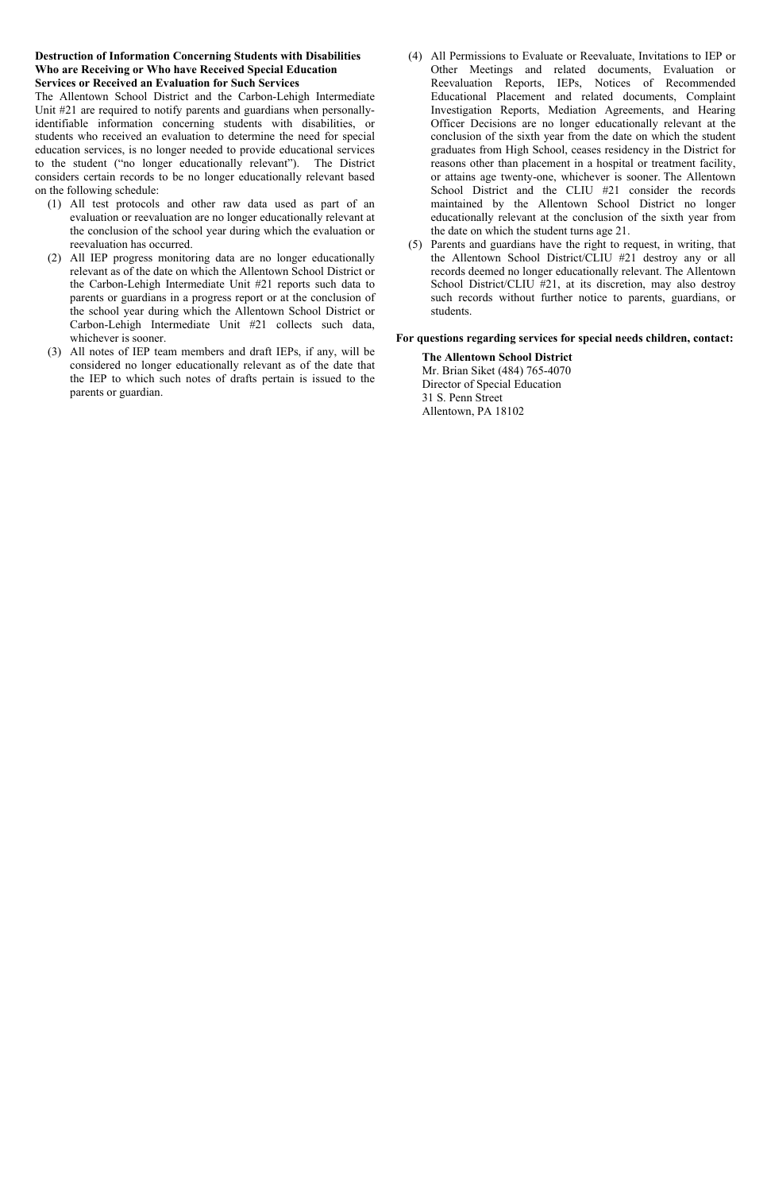**Destruction of Information Concerning Students with Disabilities Who are Receiving or Who have Received Special Education Services or Received an Evaluation for Such Services**

The Allentown School District and the Carbon-Lehigh Intermediate Unit #21 are required to notify parents and guardians when personally-identifiable information concerning students with disabilities, or students who received an evaluation to determine the need for special education services, is no longer needed to provide educational services to the student ("no longer educationally relevant"). The District considers certain records to be no longer educationally relevant based on the following schedule:

(1) All test protocols and other raw data used as part of an evaluation or reevaluation are no longer educationally relevant at the conclusion of the school year during which the evaluation or reevaluation has occurred.

(2) All IEP progress monitoring data are no longer educationally relevant as of the date on which the Allentown School District or the Carbon-Lehigh Intermediate Unit #21 reports such data to parents or guardians in a progress report or at the conclusion of the school year during which the Allentown School District or Carbon-Lehigh Intermediate Unit #21 collects such data, whichever is sooner.

(3) All notes of IEP team members and draft IEPs, if any, will be considered no longer educationally relevant as of the date that the IEP to which such notes of drafts pertain is issued to the parents or guardian.

(4) All Permissions to Evaluate or Reevaluate, Invitations to IEP or Other Meetings and related documents, Evaluation or Reevaluation Reports, IEPs, Notices of Recommended Educational Placement and related documents, Complaint Investigation Reports, Mediation Agreements, and Hearing Officer Decisions are no longer educationally relevant at the conclusion of the sixth year from the date on which the student graduates from High School, ceases residency in the District for reasons other than placement in a hospital or treatment facility, or attains age twenty-one, whichever is sooner. The Allentown School District and the CLIU #21 consider the records maintained by the Allentown School District no longer educationally relevant at the conclusion of the sixth year from the date on which the student turns age 21.

(5) Parents and guardians have the right to request, in writing, that the Allentown School District/CLIU #21 destroy any or all records deemed no longer educationally relevant. The Allentown School District/CLIU #21, at its discretion, may also destroy such records without further notice to parents, guardians, or students.

**For questions regarding services for special needs children, contact:**

**The Allentown School District**
Mr. Brian Siket (484) 765-4070
Director of Special Education
31 S. Penn Street
Allentown, PA 18102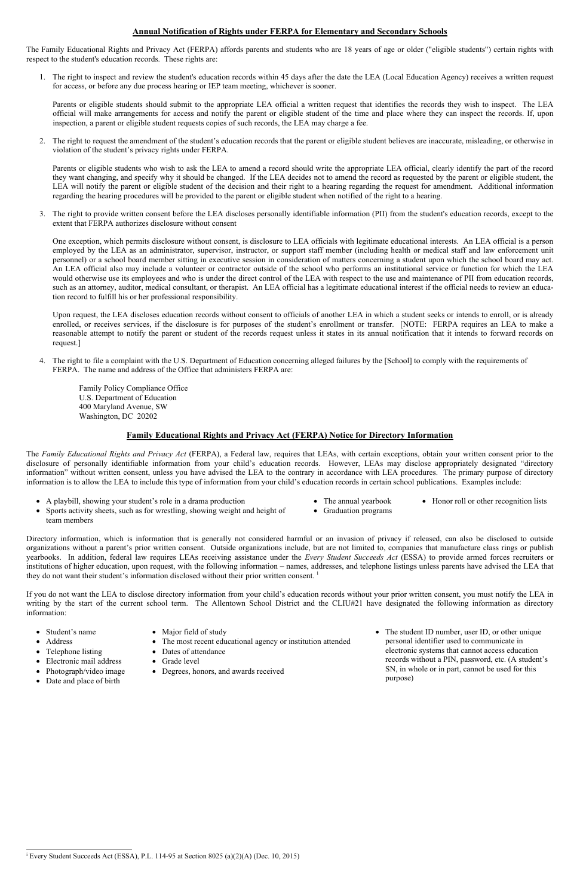## Annual Notification of Rights under FERPA for Elementary and Secondary Schools

The Family Educational Rights and Privacy Act (FERPA) affords parents and students who are 18 years of age or older ("eligible students") certain rights with respect to the student's education records. These rights are:

1. The right to inspect and review the student's education records within 45 days after the date the LEA (Local Education Agency) receives a written request for access, or before any due process hearing or IEP team meeting, whichever is sooner.

   Parents or eligible students should submit to the appropriate LEA official a written request that identifies the records they wish to inspect. The LEA official will make arrangements for access and notify the parent or eligible student of the time and place where they can inspect the records. If, upon inspection, a parent or eligible student requests copies of such records, the LEA may charge a fee.

2. The right to request the amendment of the student's education records that the parent or eligible student believes are inaccurate, misleading, or otherwise in violation of the student's privacy rights under FERPA.

   Parents or eligible students who wish to ask the LEA to amend a record should write the appropriate LEA official, clearly identify the part of the record they want changing, and specify why it should be changed. If the LEA decides not to amend the record as requested by the parent or eligible student, the LEA will notify the parent or eligible student of the decision and their right to a hearing regarding the request for amendment. Additional information regarding the hearing procedures will be provided to the parent or eligible student when notified of the right to a hearing.

3. The right to provide written consent before the LEA discloses personally identifiable information (PII) from the student's education records, except to the extent that FERPA authorizes disclosure without consent

   One exception, which permits disclosure without consent, is disclosure to LEA officials with legitimate educational interests. An LEA official is a person employed by the LEA as an administrator, supervisor, instructor, or support staff member (including health or medical staff and law enforcement unit personnel) or a school board member sitting in executive session in consideration of matters concerning a student upon which the school board may act. An LEA official also may include a volunteer or contractor outside of the school who performs an institutional service or function for which the LEA would otherwise use its employees and who is under the direct control of the LEA with respect to the use and maintenance of PII from education records, such as an attorney, auditor, medical consultant, or therapist. An LEA official has a legitimate educational interest if the official needs to review an education record to fulfill his or her professional responsibility.

   Upon request, the LEA discloses education records without consent to officials of another LEA in which a student seeks or intends to enroll, or is already enrolled, or receives services, if the disclosure is for purposes of the student's enrollment or transfer. [NOTE: FERPA requires an LEA to make a reasonable attempt to notify the parent or student of the records request unless it states in its annual notification that it intends to forward records on request.]

4. The right to file a complaint with the U.S. Department of Education concerning alleged failures by the [School] to comply with the requirements of FERPA. The name and address of the Office that administers FERPA are:

   Family Policy Compliance Office
   U.S. Department of Education
   400 Maryland Avenue, SW
   Washington, DC 20202

## Family Educational Rights and Privacy Act (FERPA) Notice for Directory Information

The *Family Educational Rights and Privacy Act* (FERPA), a Federal law, requires that LEAs, with certain exceptions, obtain your written consent prior to the disclosure of personally identifiable information from your child's education records. However, LEAs may disclose appropriately designated "directory information" without written consent, unless you have advised the LEA to the contrary in accordance with LEA procedures. The primary purpose of directory information is to allow the LEA to include this type of information from your child's education records in certain school publications. Examples include:

- A playbill, showing your student's role in a drama production
- Sports activity sheets, such as for wrestling, showing weight and height of team members
- The annual yearbook
- Graduation programs
- Honor roll or other recognition lists

Directory information, which is information that is generally not considered harmful or an invasion of privacy if released, can also be disclosed to outside organizations without a parent's prior written consent. Outside organizations include, but are not limited to, companies that manufacture class rings or publish yearbooks. In addition, federal law requires LEAs receiving assistance under the *Every Student Succeeds Act* (ESSA) to provide armed forces recruiters or institutions of higher education, upon request, with the following information – names, addresses, and telephone listings unless parents have advised the LEA that they do not want their student's information disclosed without their prior written consent. [i]

If you do not want the LEA to disclose directory information from your child's education records without your prior written consent, you must notify the LEA in writing by the start of the current school term. The Allentown School District and the CLIU#21 have designated the following information as directory information:

- Student's name
- Address
- Telephone listing
- Electronic mail address
- Photograph/video image
- Date and place of birth
- Major field of study
- The most recent educational agency or institution attended
- Dates of attendance
- Grade level
- Degrees, honors, and awards received
- The student ID number, user ID, or other unique personal identifier used to communicate in electronic systems that cannot access education records without a PIN, password, etc. (A student's SN, in whole or in part, cannot be used for this purpose)

---

[i] Every Student Succeeds Act (ESSA), P.L. 114-95 at Section 8025 (a)(2)(A) (Dec. 10, 2015)